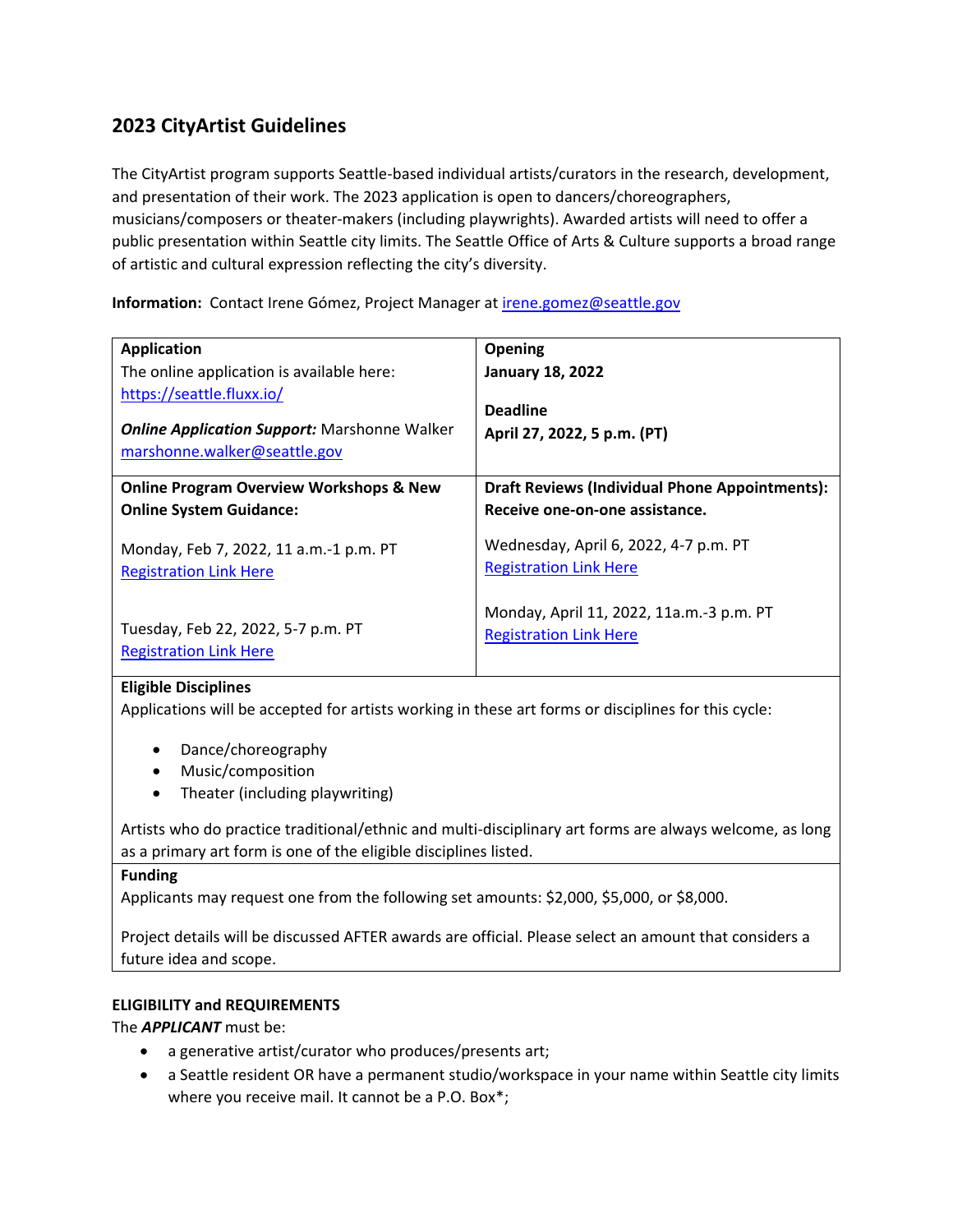## 2023 CityArtist Guidelines

The CityArtist program supports Seattle-based individual artists/curators in the research, development, and presentation of their work. The 2023 application is open to dancers/choreographers, musicians/composers or theater-makers (including playwrights). Awarded artists will need to offer a public presentation within Seattle city limits. The Seattle Office of Arts & Culture supports a broad range of artistic and cultural expression reflecting the city's diversity.

**Information:** Contact Irene Gómez, Project Manager at irene.gomez@seattle.gov

| **Application**<br>The online application is available here: https://seattle.fluxx.io/<br><br>***Online Application Support:*** Marshonne Walker marshonne.walker@seattle.gov | **Opening**<br>**January 18, 2022**<br><br>**Deadline**<br>**April 27, 2022, 5 p.m. (PT)** |
|---|---|
| **Online Program Overview Workshops & New Online System Guidance:**<br><br>Monday, Feb 7, 2022, 11 a.m.-1 p.m. PT<br>Registration Link Here<br><br>Tuesday, Feb 22, 2022, 5-7 p.m. PT<br>Registration Link Here | **Draft Reviews (Individual Phone Appointments): Receive one-on-one assistance.**<br><br>Wednesday, April 6, 2022, 4-7 p.m. PT<br>Registration Link Here<br><br>Monday, April 11, 2022, 11a.m.-3 p.m. PT<br>Registration Link Here |

**Eligible Disciplines**

Applications will be accepted for artists working in these art forms or disciplines for this cycle:

- Dance/choreography
- Music/composition
- Theater (including playwriting)

Artists who do practice traditional/ethnic and multi-disciplinary art forms are always welcome, as long as a primary art form is one of the eligible disciplines listed.

**Funding**

Applicants may request one from the following set amounts: $2,000, $5,000, or $8,000.

Project details will be discussed AFTER awards are official. Please select an amount that considers a future idea and scope.

**ELIGIBILITY and REQUIREMENTS**

The ***APPLICANT*** must be:

- a generative artist/curator who produces/presents art;
- a Seattle resident OR have a permanent studio/workspace in your name within Seattle city limits where you receive mail. It cannot be a P.O. Box*;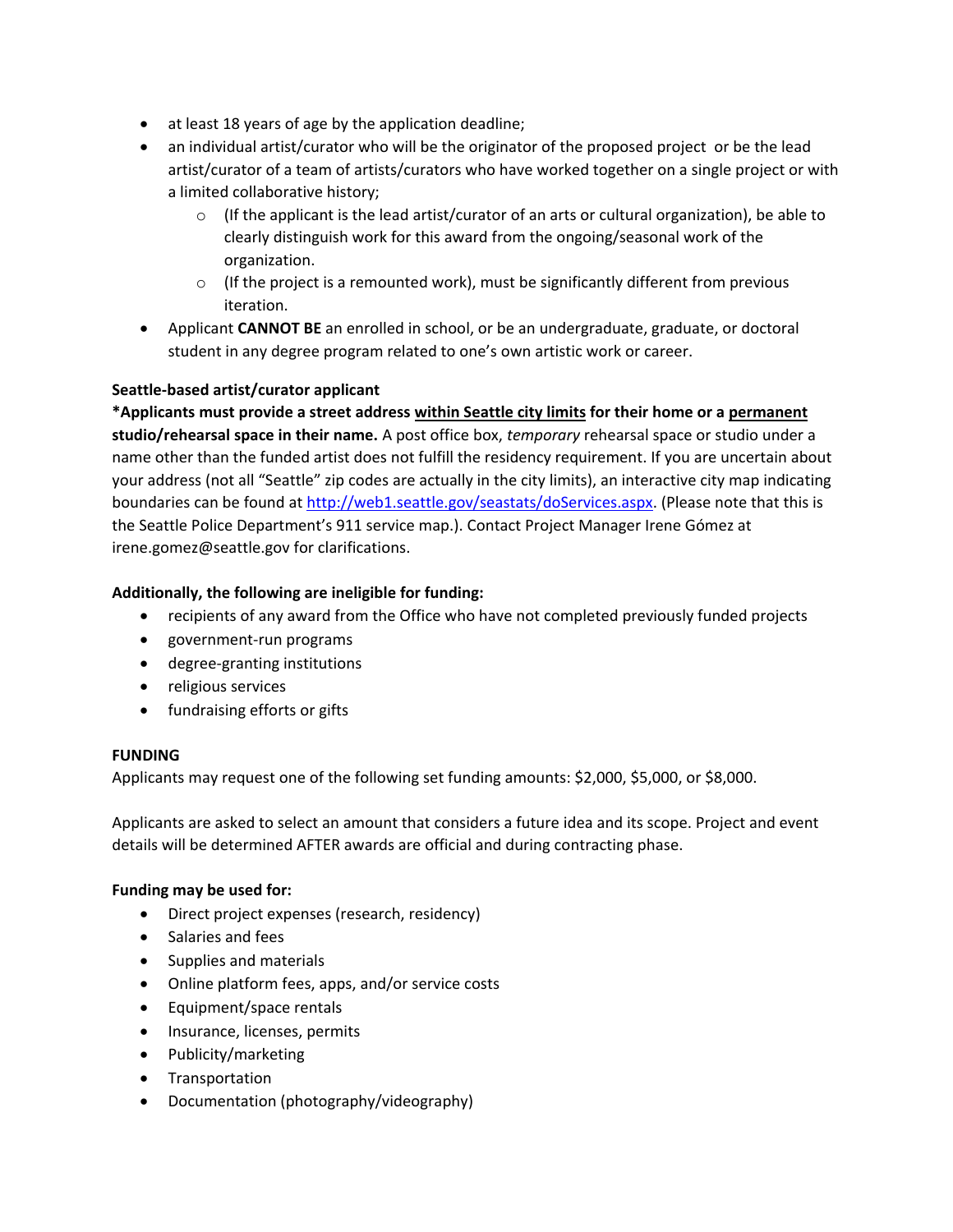- at least 18 years of age by the application deadline;
- an individual artist/curator who will be the originator of the proposed project or be the lead artist/curator of a team of artists/curators who have worked together on a single project or with a limited collaborative history;
  - (If the applicant is the lead artist/curator of an arts or cultural organization), be able to clearly distinguish work for this award from the ongoing/seasonal work of the organization.
  - (If the project is a remounted work), must be significantly different from previous iteration.
- Applicant **CANNOT BE** an enrolled in school, or be an undergraduate, graduate, or doctoral student in any degree program related to one's own artistic work or career.

**Seattle-based artist/curator applicant**

**\*Applicants must provide a street address <u>within Seattle city limits</u> for their home or a <u>permanent</u> studio/rehearsal space in their name.** A post office box, *temporary* rehearsal space or studio under a name other than the funded artist does not fulfill the residency requirement. If you are uncertain about your address (not all "Seattle" zip codes are actually in the city limits), an interactive city map indicating boundaries can be found at http://web1.seattle.gov/seastats/doServices.aspx. (Please note that this is the Seattle Police Department's 911 service map.). Contact Project Manager Irene Gómez at irene.gomez@seattle.gov for clarifications.

**Additionally, the following are ineligible for funding:**

- recipients of any award from the Office who have not completed previously funded projects
- government-run programs
- degree-granting institutions
- religious services
- fundraising efforts or gifts

**FUNDING**

Applicants may request one of the following set funding amounts: $2,000, $5,000, or $8,000.

Applicants are asked to select an amount that considers a future idea and its scope. Project and event details will be determined AFTER awards are official and during contracting phase.

**Funding may be used for:**

- Direct project expenses (research, residency)
- Salaries and fees
- Supplies and materials
- Online platform fees, apps, and/or service costs
- Equipment/space rentals
- Insurance, licenses, permits
- Publicity/marketing
- Transportation
- Documentation (photography/videography)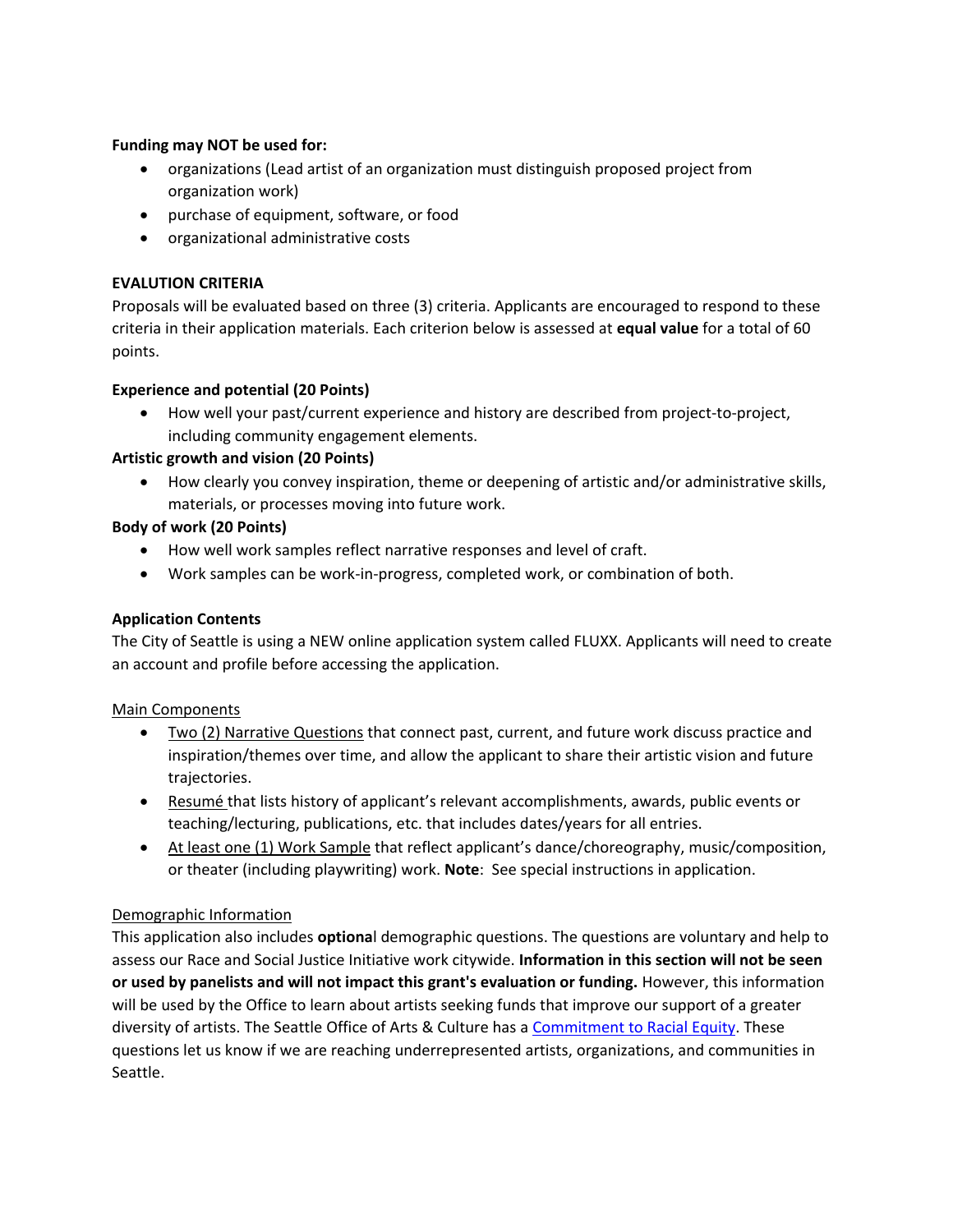**Funding may NOT be used for:**

- organizations (Lead artist of an organization must distinguish proposed project from organization work)
- purchase of equipment, software, or food
- organizational administrative costs

**EVALUTION CRITERIA**

Proposals will be evaluated based on three (3) criteria. Applicants are encouraged to respond to these criteria in their application materials. Each criterion below is assessed at **equal value** for a total of 60 points.

**Experience and potential (20 Points)**

- How well your past/current experience and history are described from project-to-project, including community engagement elements.

**Artistic growth and vision (20 Points)**

- How clearly you convey inspiration, theme or deepening of artistic and/or administrative skills, materials, or processes moving into future work.

**Body of work (20 Points)**

- How well work samples reflect narrative responses and level of craft.
- Work samples can be work-in-progress, completed work, or combination of both.

**Application Contents**

The City of Seattle is using a NEW online application system called FLUXX. Applicants will need to create an account and profile before accessing the application.

<u>Main Components</u>

- <u>Two (2) Narrative Questions</u> that connect past, current, and future work discuss practice and inspiration/themes over time, and allow the applicant to share their artistic vision and future trajectories.
- <u>Resumé</u> that lists history of applicant's relevant accomplishments, awards, public events or teaching/lecturing, publications, etc. that includes dates/years for all entries.
- <u>At least one (1) Work Sample</u> that reflect applicant's dance/choreography, music/composition, or theater (including playwriting) work. **Note**: See special instructions in application.

<u>Demographic Information</u>

This application also includes **optiona**l demographic questions. The questions are voluntary and help to assess our Race and Social Justice Initiative work citywide. **Information in this section will not be seen or used by panelists and will not impact this grant's evaluation or funding.** However, this information will be used by the Office to learn about artists seeking funds that improve our support of a greater diversity of artists. The Seattle Office of Arts & Culture has a Commitment to Racial Equity. These questions let us know if we are reaching underrepresented artists, organizations, and communities in Seattle.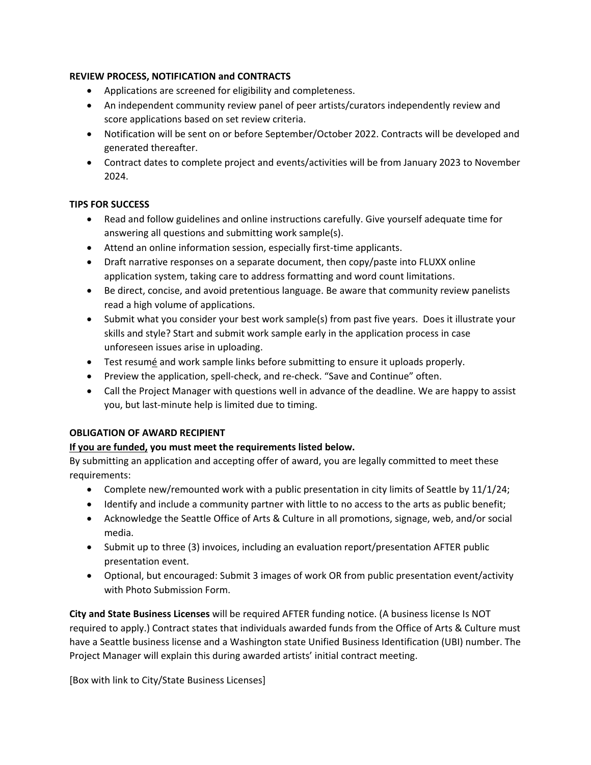**REVIEW PROCESS, NOTIFICATION and CONTRACTS**

- Applications are screened for eligibility and completeness.
- An independent community review panel of peer artists/curators independently review and score applications based on set review criteria.
- Notification will be sent on or before September/October 2022. Contracts will be developed and generated thereafter.
- Contract dates to complete project and events/activities will be from January 2023 to November 2024.

**TIPS FOR SUCCESS**

- Read and follow guidelines and online instructions carefully. Give yourself adequate time for answering all questions and submitting work sample(s).
- Attend an online information session, especially first-time applicants.
- Draft narrative responses on a separate document, then copy/paste into FLUXX online application system, taking care to address formatting and word count limitations.
- Be direct, concise, and avoid pretentious language. Be aware that community review panelists read a high volume of applications.
- Submit what you consider your best work sample(s) from past five years. Does it illustrate your skills and style? Start and submit work sample early in the application process in case unforeseen issues arise in uploading.
- Test resumé and work sample links before submitting to ensure it uploads properly.
- Preview the application, spell-check, and re-check. "Save and Continue" often.
- Call the Project Manager with questions well in advance of the deadline. We are happy to assist you, but last-minute help is limited due to timing.

**OBLIGATION OF AWARD RECIPIENT**

**<u>If you are funded,</u> you must meet the requirements listed below.**

By submitting an application and accepting offer of award, you are legally committed to meet these requirements:

- Complete new/remounted work with a public presentation in city limits of Seattle by 11/1/24;
- Identify and include a community partner with little to no access to the arts as public benefit;
- Acknowledge the Seattle Office of Arts & Culture in all promotions, signage, web, and/or social media.
- Submit up to three (3) invoices, including an evaluation report/presentation AFTER public presentation event.
- Optional, but encouraged: Submit 3 images of work OR from public presentation event/activity with Photo Submission Form.

**City and State Business Licenses** will be required AFTER funding notice. (A business license Is NOT required to apply.) Contract states that individuals awarded funds from the Office of Arts & Culture must have a Seattle business license and a Washington state Unified Business Identification (UBI) number. The Project Manager will explain this during awarded artists' initial contract meeting.

[Box with link to City/State Business Licenses]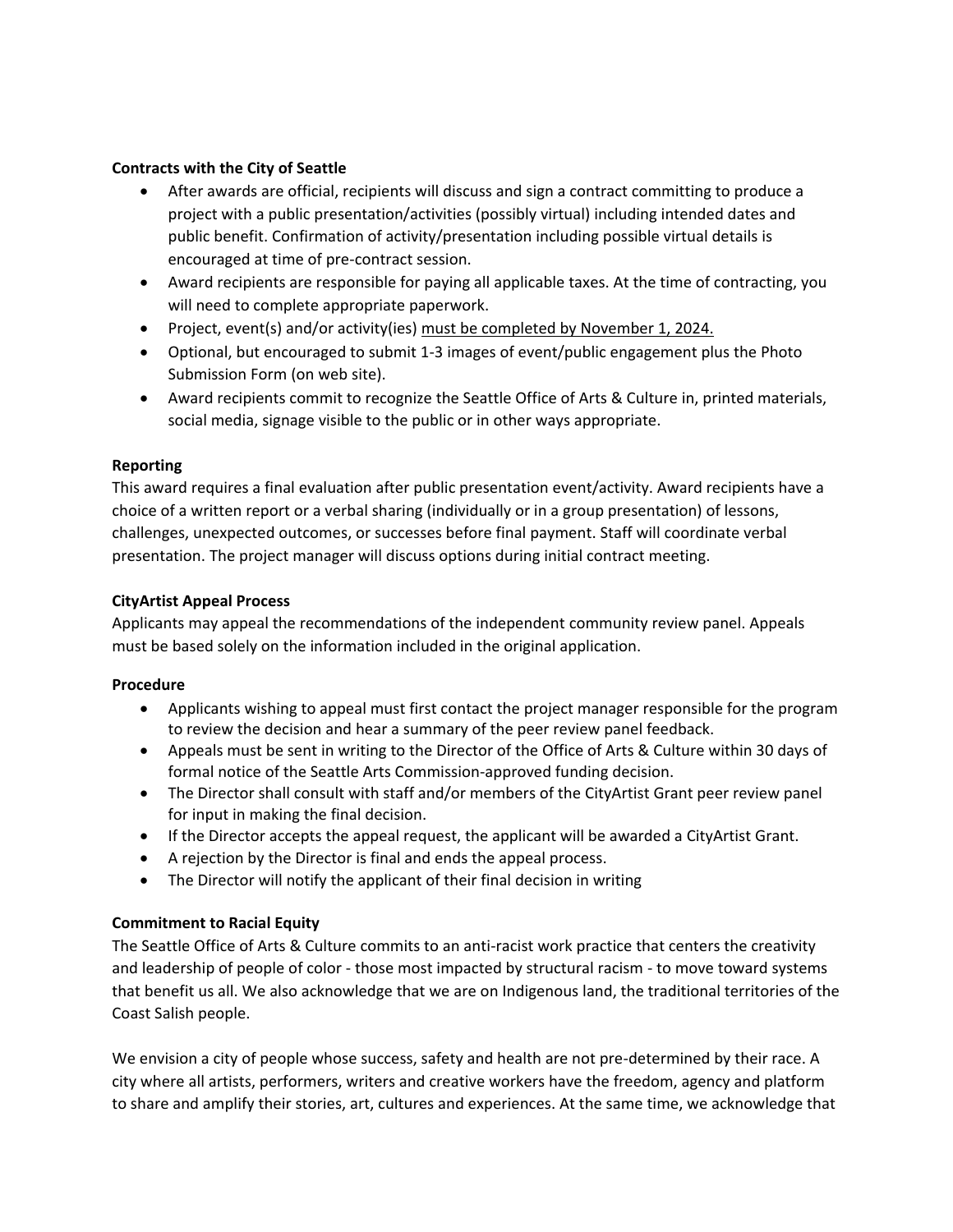**Contracts with the City of Seattle**

- After awards are official, recipients will discuss and sign a contract committing to produce a project with a public presentation/activities (possibly virtual) including intended dates and public benefit. Confirmation of activity/presentation including possible virtual details is encouraged at time of pre-contract session.
- Award recipients are responsible for paying all applicable taxes. At the time of contracting, you will need to complete appropriate paperwork.
- Project, event(s) and/or activity(ies) <u>must be completed by November 1, 2024.</u>
- Optional, but encouraged to submit 1-3 images of event/public engagement plus the Photo Submission Form (on web site).
- Award recipients commit to recognize the Seattle Office of Arts & Culture in, printed materials, social media, signage visible to the public or in other ways appropriate.

**Reporting**

This award requires a final evaluation after public presentation event/activity. Award recipients have a choice of a written report or a verbal sharing (individually or in a group presentation) of lessons, challenges, unexpected outcomes, or successes before final payment. Staff will coordinate verbal presentation. The project manager will discuss options during initial contract meeting.

**CityArtist Appeal Process**

Applicants may appeal the recommendations of the independent community review panel. Appeals must be based solely on the information included in the original application.

**Procedure**

- Applicants wishing to appeal must first contact the project manager responsible for the program to review the decision and hear a summary of the peer review panel feedback.
- Appeals must be sent in writing to the Director of the Office of Arts & Culture within 30 days of formal notice of the Seattle Arts Commission-approved funding decision.
- The Director shall consult with staff and/or members of the CityArtist Grant peer review panel for input in making the final decision.
- If the Director accepts the appeal request, the applicant will be awarded a CityArtist Grant.
- A rejection by the Director is final and ends the appeal process.
- The Director will notify the applicant of their final decision in writing

**Commitment to Racial Equity**

The Seattle Office of Arts & Culture commits to an anti-racist work practice that centers the creativity and leadership of people of color - those most impacted by structural racism - to move toward systems that benefit us all. We also acknowledge that we are on Indigenous land, the traditional territories of the Coast Salish people.

We envision a city of people whose success, safety and health are not pre-determined by their race. A city where all artists, performers, writers and creative workers have the freedom, agency and platform to share and amplify their stories, art, cultures and experiences. At the same time, we acknowledge that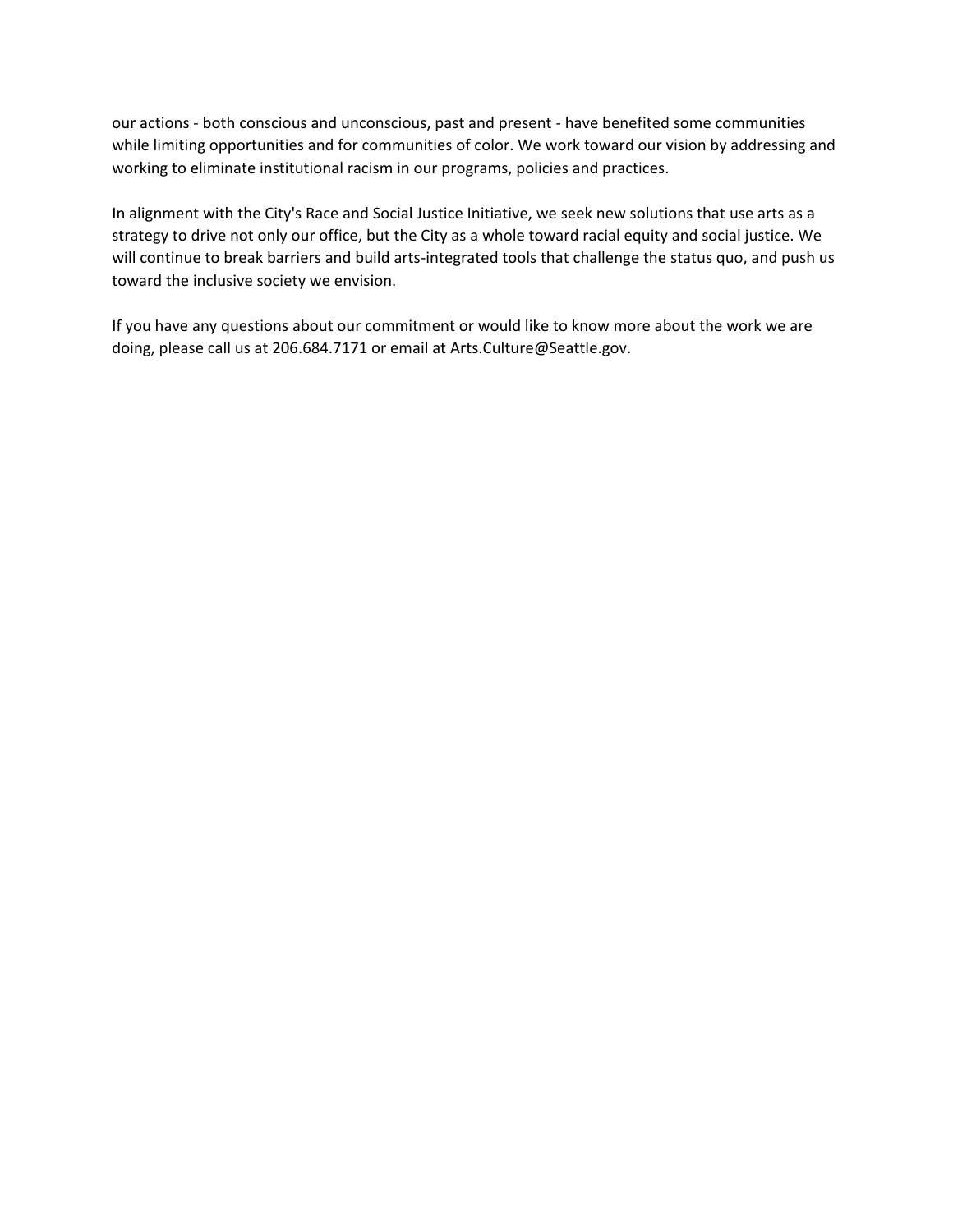our actions - both conscious and unconscious, past and present - have benefited some communities while limiting opportunities and for communities of color. We work toward our vision by addressing and working to eliminate institutional racism in our programs, policies and practices.

In alignment with the City's Race and Social Justice Initiative, we seek new solutions that use arts as a strategy to drive not only our office, but the City as a whole toward racial equity and social justice. We will continue to break barriers and build arts-integrated tools that challenge the status quo, and push us toward the inclusive society we envision.

If you have any questions about our commitment or would like to know more about the work we are doing, please call us at 206.684.7171 or email at Arts.Culture@Seattle.gov.